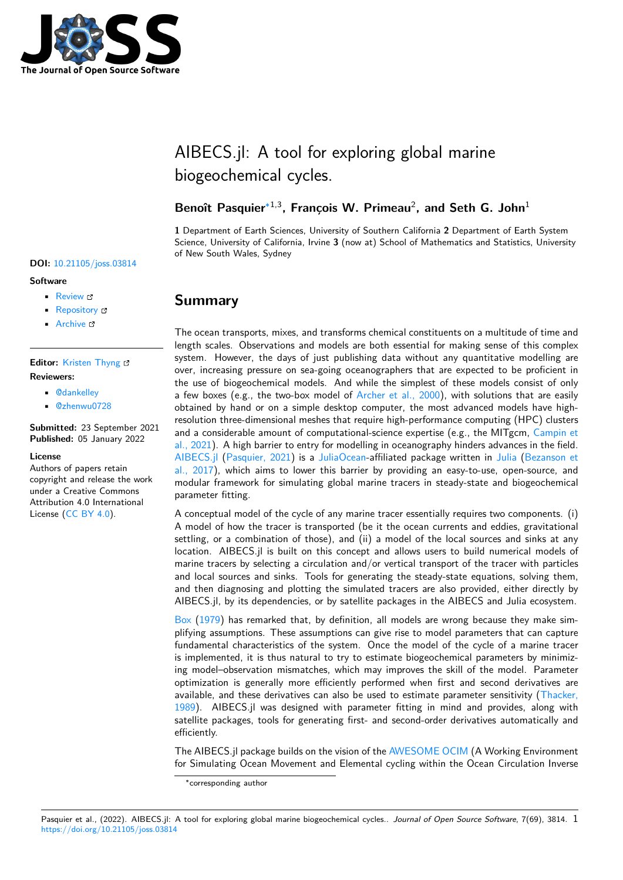# AIBECS.jl: A tool for exploring global marine biogeochemical cycles.

**Benoît Pasquier*[1,3], François W. Primeau[2], and Seth G. John[1]**

**1** Department of Earth Sciences, University of Southern California **2** Department of Earth System Science, University of California, Irvine **3** (now at) School of Mathematics and Statistics, University of New South Wales, Sydney

**DOI:** 10.21105/joss.03814

**Software**

- Review
- Repository
- Archive

**Editor:** Kristen Thyng
**Reviewers:**

- @dankelley
- @zhenwu0728

**Submitted:** 23 September 2021
**Published:** 05 January 2022

**License**
Authors of papers retain copyright and release the work under a Creative Commons Attribution 4.0 International License (CC BY 4.0).

## Summary

The ocean transports, mixes, and transforms chemical constituents on a multitude of time and length scales. Observations and models are both essential for making sense of this complex system. However, the days of just publishing data without any quantitative modelling are over, increasing pressure on sea-going oceanographers that are expected to be proficient in the use of biogeochemical models. And while the simplest of these models consist of only a few boxes (e.g., the two-box model of Archer et al., 2000), with solutions that are easily obtained by hand or on a simple desktop computer, the most advanced models have high-resolution three-dimensional meshes that require high-performance computing (HPC) clusters and a considerable amount of computational-science expertise (e.g., the MITgcm, Campin et al., 2021). A high barrier to entry for modelling in oceanography hinders advances in the field. AIBECS.jl (Pasquier, 2021) is a JuliaOcean-affiliated package written in Julia (Bezanson et al., 2017), which aims to lower this barrier by providing an easy-to-use, open-source, and modular framework for simulating global marine tracers in steady-state and biogeochemical parameter fitting.

A conceptual model of the cycle of any marine tracer essentially requires two components. (i) A model of how the tracer is transported (be it the ocean currents and eddies, gravitational settling, or a combination of those), and (ii) a model of the local sources and sinks at any location. AIBECS.jl is built on this concept and allows users to build numerical models of marine tracers by selecting a circulation and/or vertical transport of the tracer with particles and local sources and sinks. Tools for generating the steady-state equations, solving them, and then diagnosing and plotting the simulated tracers are also provided, either directly by AIBECS.jl, by its dependencies, or by satellite packages in the AIBECS and Julia ecosystem.

Box (1979) has remarked that, by definition, all models are wrong because they make simplifying assumptions. These assumptions can give rise to model parameters that can capture fundamental characteristics of the system. Once the model of the cycle of a marine tracer is implemented, it is thus natural to try to estimate biogeochemical parameters by minimizing model–observation mismatches, which may improves the skill of the model. Parameter optimization is generally more efficiently performed when first and second derivatives are available, and these derivatives can also be used to estimate parameter sensitivity (Thacker, 1989). AIBECS.jl was designed with parameter fitting in mind and provides, along with satellite packages, tools for generating first- and second-order derivatives automatically and efficiently.

The AIBECS.jl package builds on the vision of the AWESOME OCIM (A Working Environment for Simulating Ocean Movement and Elemental cycling within the Ocean Circulation Inverse

*corresponding author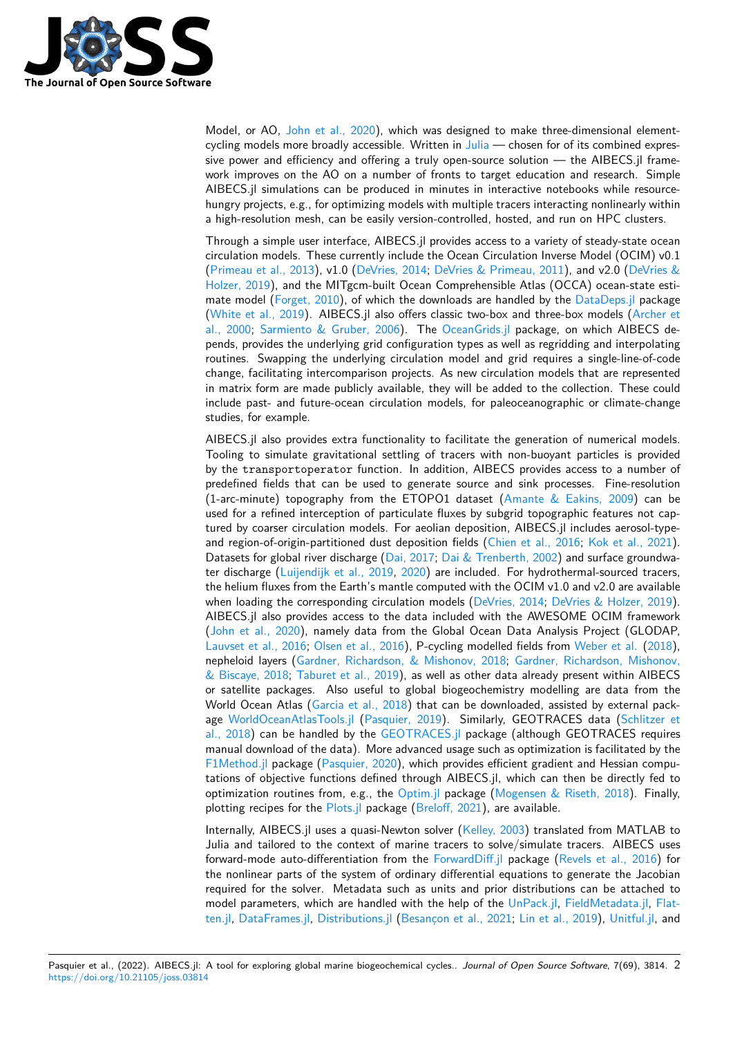Model, or AO, John et al., 2020), which was designed to make three-dimensional element-cycling models more broadly accessible. Written in Julia — chosen for of its combined expressive power and efficiency and offering a truly open-source solution — the AIBECS.jl framework improves on the AO on a number of fronts to target education and research. Simple AIBECS.jl simulations can be produced in minutes in interactive notebooks while resource-hungry projects, e.g., for optimizing models with multiple tracers interacting nonlinearly within a high-resolution mesh, can be easily version-controlled, hosted, and run on HPC clusters.

Through a simple user interface, AIBECS.jl provides access to a variety of steady-state ocean circulation models. These currently include the Ocean Circulation Inverse Model (OCIM) v0.1 (Primeau et al., 2013), v1.0 (DeVries, 2014; DeVries & Primeau, 2011), and v2.0 (DeVries & Holzer, 2019), and the MITgcm-built Ocean Comprehensible Atlas (OCCA) ocean-state estimate model (Forget, 2010), of which the downloads are handled by the DataDeps.jl package (White et al., 2019). AIBECS.jl also offers classic two-box and three-box models (Archer et al., 2000; Sarmiento & Gruber, 2006). The OceanGrids.jl package, on which AIBECS depends, provides the underlying grid configuration types as well as regridding and interpolating routines. Swapping the underlying circulation model and grid requires a single-line-of-code change, facilitating intercomparison projects. As new circulation models that are represented in matrix form are made publicly available, they will be added to the collection. These could include past- and future-ocean circulation models, for paleoceanographic or climate-change studies, for example.

AIBECS.jl also provides extra functionality to facilitate the generation of numerical models. Tooling to simulate gravitational settling of tracers with non-buoyant particles is provided by the `transportoperator` function. In addition, AIBECS provides access to a number of predefined fields that can be used to generate source and sink processes. Fine-resolution (1-arc-minute) topography from the ETOPO1 dataset (Amante & Eakins, 2009) can be used for a refined interception of particulate fluxes by subgrid topographic features not captured by coarser circulation models. For aeolian deposition, AIBECS.jl includes aerosol-type- and region-of-origin-partitioned dust deposition fields (Chien et al., 2016; Kok et al., 2021). Datasets for global river discharge (Dai, 2017; Dai & Trenberth, 2002) and surface groundwater discharge (Luijendijk et al., 2019, 2020) are included. For hydrothermal-sourced tracers, the helium fluxes from the Earth's mantle computed with the OCIM v1.0 and v2.0 are available when loading the corresponding circulation models (DeVries, 2014; DeVries & Holzer, 2019). AIBECS.jl also provides access to the data included with the AWESOME OCIM framework (John et al., 2020), namely data from the Global Ocean Data Analysis Project (GLODAP, Lauvset et al., 2016; Olsen et al., 2016), P-cycling modelled fields from Weber et al. (2018), nepheloid layers (Gardner, Richardson, & Mishonov, 2018; Gardner, Richardson, Mishonov, & Biscaye, 2018; Taburet et al., 2019), as well as other data already present within AIBECS or satellite packages. Also useful to global biogeochemistry modelling are data from the World Ocean Atlas (Garcia et al., 2018) that can be downloaded, assisted by external package WorldOceanAtlasTools.jl (Pasquier, 2019). Similarly, GEOTRACES data (Schlitzer et al., 2018) can be handled by the GEOTRACES.jl package (although GEOTRACES requires manual download of the data). More advanced usage such as optimization is facilitated by the F1Method.jl package (Pasquier, 2020), which provides efficient gradient and Hessian computations of objective functions defined through AIBECS.jl, which can then be directly fed to optimization routines from, e.g., the Optim.jl package (Mogensen & Riseth, 2018). Finally, plotting recipes for the Plots.jl package (Breloff, 2021), are available.

Internally, AIBECS.jl uses a quasi-Newton solver (Kelley, 2003) translated from MATLAB to Julia and tailored to the context of marine tracers to solve/simulate tracers. AIBECS uses forward-mode auto-differentiation from the ForwardDiff.jl package (Revels et al., 2016) for the nonlinear parts of the system of ordinary differential equations to generate the Jacobian required for the solver. Metadata such as units and prior distributions can be attached to model parameters, which are handled with the help of the UnPack.jl, FieldMetadata.jl, Flatten.jl, DataFrames.jl, Distributions.jl (Besançon et al., 2021; Lin et al., 2019), Unitful.jl, and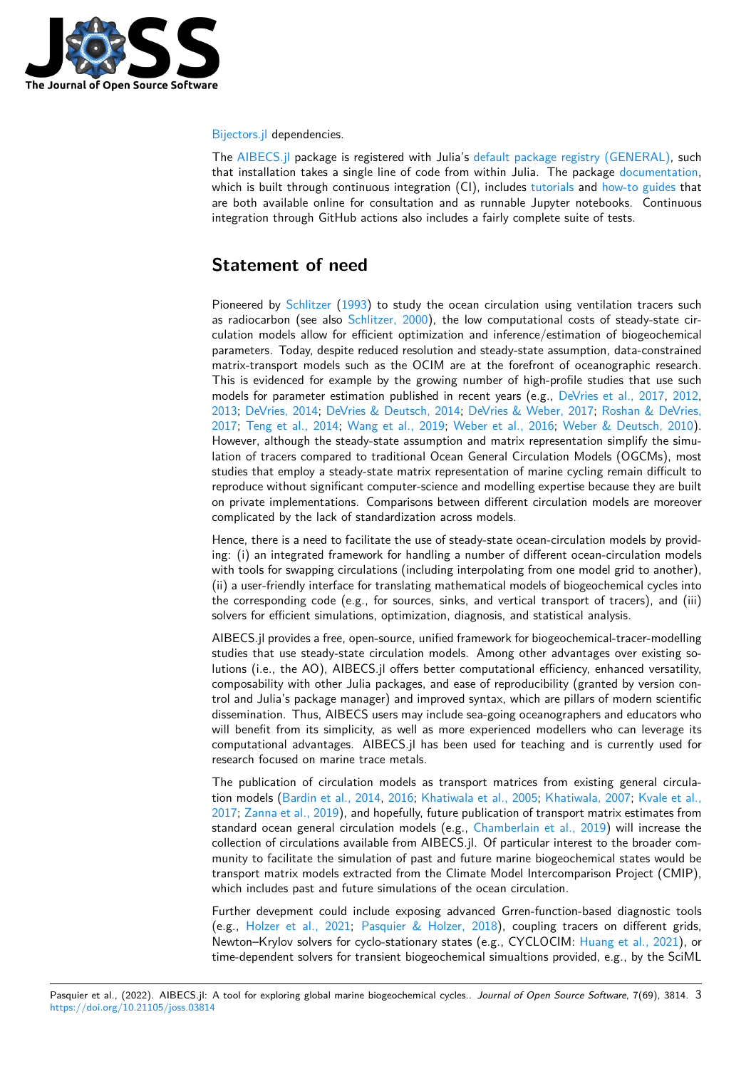Bijectors.jl dependencies.

The AIBECS.jl package is registered with Julia's default package registry (GENERAL), such that installation takes a single line of code from within Julia. The package documentation, which is built through continuous integration (CI), includes tutorials and how-to guides that are both available online for consultation and as runnable Jupyter notebooks. Continuous integration through GitHub actions also includes a fairly complete suite of tests.

# Statement of need

Pioneered by Schlitzer (1993) to study the ocean circulation using ventilation tracers such as radiocarbon (see also Schlitzer, 2000), the low computational costs of steady-state circulation models allow for efficient optimization and inference/estimation of biogeochemical parameters. Today, despite reduced resolution and steady-state assumption, data-constrained matrix-transport models such as the OCIM are at the forefront of oceanographic research. This is evidenced for example by the growing number of high-profile studies that use such models for parameter estimation published in recent years (e.g., DeVries et al., 2017, 2012, 2013; DeVries, 2014; DeVries & Deutsch, 2014; DeVries & Weber, 2017; Roshan & DeVries, 2017; Teng et al., 2014; Wang et al., 2019; Weber et al., 2016; Weber & Deutsch, 2010). However, although the steady-state assumption and matrix representation simplify the simulation of tracers compared to traditional Ocean General Circulation Models (OGCMs), most studies that employ a steady-state matrix representation of marine cycling remain difficult to reproduce without significant computer-science and modelling expertise because they are built on private implementations. Comparisons between different circulation models are moreover complicated by the lack of standardization across models.

Hence, there is a need to facilitate the use of steady-state ocean-circulation models by providing: (i) an integrated framework for handling a number of different ocean-circulation models with tools for swapping circulations (including interpolating from one model grid to another), (ii) a user-friendly interface for translating mathematical models of biogeochemical cycles into the corresponding code (e.g., for sources, sinks, and vertical transport of tracers), and (iii) solvers for efficient simulations, optimization, diagnosis, and statistical analysis.

AIBECS.jl provides a free, open-source, unified framework for biogeochemical-tracer-modelling studies that use steady-state circulation models. Among other advantages over existing solutions (i.e., the AO), AIBECS.jl offers better computational efficiency, enhanced versatility, composability with other Julia packages, and ease of reproducibility (granted by version control and Julia's package manager) and improved syntax, which are pillars of modern scientific dissemination. Thus, AIBECS users may include sea-going oceanographers and educators who will benefit from its simplicity, as well as more experienced modellers who can leverage its computational advantages. AIBECS.jl has been used for teaching and is currently used for research focused on marine trace metals.

The publication of circulation models as transport matrices from existing general circulation models (Bardin et al., 2014, 2016; Khatiwala et al., 2005; Khatiwala, 2007; Kvale et al., 2017; Zanna et al., 2019), and hopefully, future publication of transport matrix estimates from standard ocean general circulation models (e.g., Chamberlain et al., 2019) will increase the collection of circulations available from AIBECS.jl. Of particular interest to the broader community to facilitate the simulation of past and future marine biogeochemical states would be transport matrix models extracted from the Climate Model Intercomparison Project (CMIP), which includes past and future simulations of the ocean circulation.

Further devepment could include exposing advanced Grren-function-based diagnostic tools (e.g., Holzer et al., 2021; Pasquier & Holzer, 2018), coupling tracers on different grids, Newton–Krylov solvers for cyclo-stationary states (e.g., CYCLOCIM: Huang et al., 2021), or time-dependent solvers for transient biogeochemical simualtions provided, e.g., by the SciML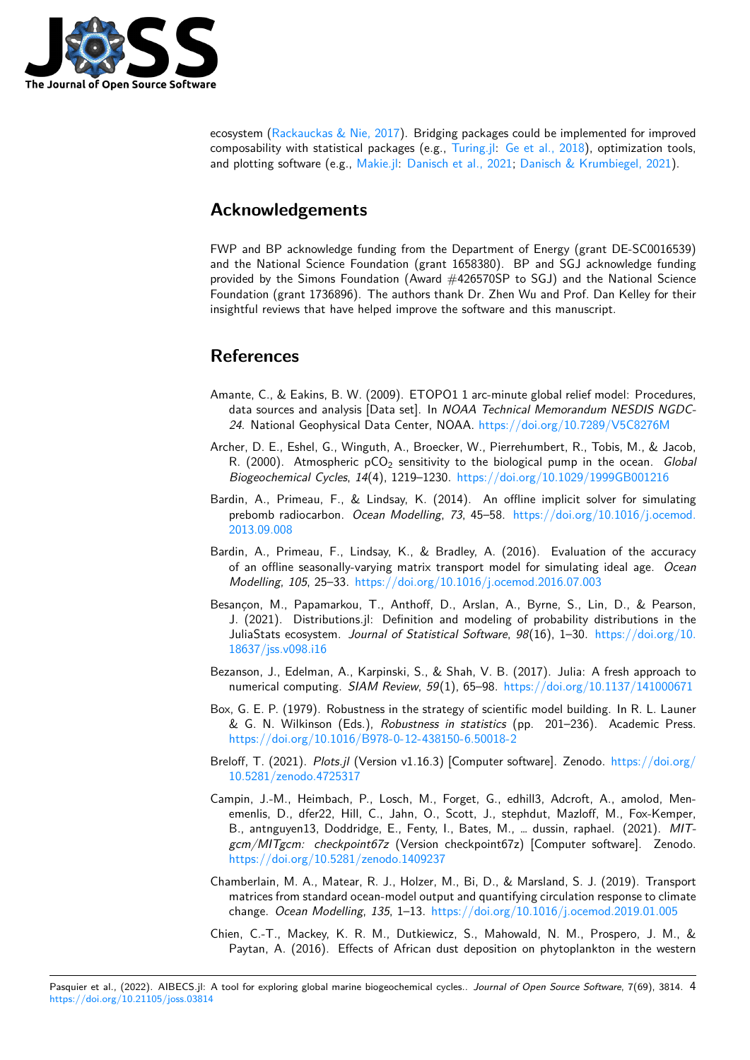ecosystem (Rackauckas & Nie, 2017). Bridging packages could be implemented for improved composability with statistical packages (e.g., Turing.jl: Ge et al., 2018), optimization tools, and plotting software (e.g., Makie.jl: Danisch et al., 2021; Danisch & Krumbiegel, 2021).

## Acknowledgements

FWP and BP acknowledge funding from the Department of Energy (grant DE-SC0016539) and the National Science Foundation (grant 1658380). BP and SGJ acknowledge funding provided by the Simons Foundation (Award #426570SP to SGJ) and the National Science Foundation (grant 1736896). The authors thank Dr. Zhen Wu and Prof. Dan Kelley for their insightful reviews that have helped improve the software and this manuscript.

## References

Amante, C., & Eakins, B. W. (2009). ETOPO1 1 arc-minute global relief model: Procedures, data sources and analysis [Data set]. In *NOAA Technical Memorandum NESDIS NGDC-24*. National Geophysical Data Center, NOAA. https://doi.org/10.7289/V5C8276M

Archer, D. E., Eshel, G., Winguth, A., Broecker, W., Pierrehumbert, R., Tobis, M., & Jacob, R. (2000). Atmospheric $pCO_2$ sensitivity to the biological pump in the ocean. *Global Biogeochemical Cycles*, *14*(4), 1219–1230. https://doi.org/10.1029/1999GB001216

Bardin, A., Primeau, F., & Lindsay, K. (2014). An offline implicit solver for simulating prebomb radiocarbon. *Ocean Modelling*, *73*, 45–58. https://doi.org/10.1016/j.ocemod.2013.09.008

Bardin, A., Primeau, F., Lindsay, K., & Bradley, A. (2016). Evaluation of the accuracy of an offline seasonally-varying matrix transport model for simulating ideal age. *Ocean Modelling*, *105*, 25–33. https://doi.org/10.1016/j.ocemod.2016.07.003

Besançon, M., Papamarkou, T., Anthoff, D., Arslan, A., Byrne, S., Lin, D., & Pearson, J. (2021). Distributions.jl: Definition and modeling of probability distributions in the JuliaStats ecosystem. *Journal of Statistical Software*, *98*(16), 1–30. https://doi.org/10.18637/jss.v098.i16

Bezanson, J., Edelman, A., Karpinski, S., & Shah, V. B. (2017). Julia: A fresh approach to numerical computing. *SIAM Review*, *59*(1), 65–98. https://doi.org/10.1137/141000671

Box, G. E. P. (1979). Robustness in the strategy of scientific model building. In R. L. Launer & G. N. Wilkinson (Eds.), *Robustness in statistics* (pp. 201–236). Academic Press. https://doi.org/10.1016/B978-0-12-438150-6.50018-2

Breloff, T. (2021). *Plots.jl* (Version v1.16.3) [Computer software]. Zenodo. https://doi.org/10.5281/zenodo.4725317

Campin, J.-M., Heimbach, P., Losch, M., Forget, G., edhill3, Adcroft, A., amolod, Menemenlis, D., dfer22, Hill, C., Jahn, O., Scott, J., stephdut, Mazloff, M., Fox-Kemper, B., antnguyen13, Doddridge, E., Fenty, I., Bates, M., … dussin, raphael. (2021). *MITgcm/MITgcm: checkpoint67z* (Version checkpoint67z) [Computer software]. Zenodo. https://doi.org/10.5281/zenodo.1409237

Chamberlain, M. A., Matear, R. J., Holzer, M., Bi, D., & Marsland, S. J. (2019). Transport matrices from standard ocean-model output and quantifying circulation response to climate change. *Ocean Modelling*, *135*, 1–13. https://doi.org/10.1016/j.ocemod.2019.01.005

Chien, C.-T., Mackey, K. R. M., Dutkiewicz, S., Mahowald, N. M., Prospero, J. M., & Paytan, A. (2016). Effects of African dust deposition on phytoplankton in the western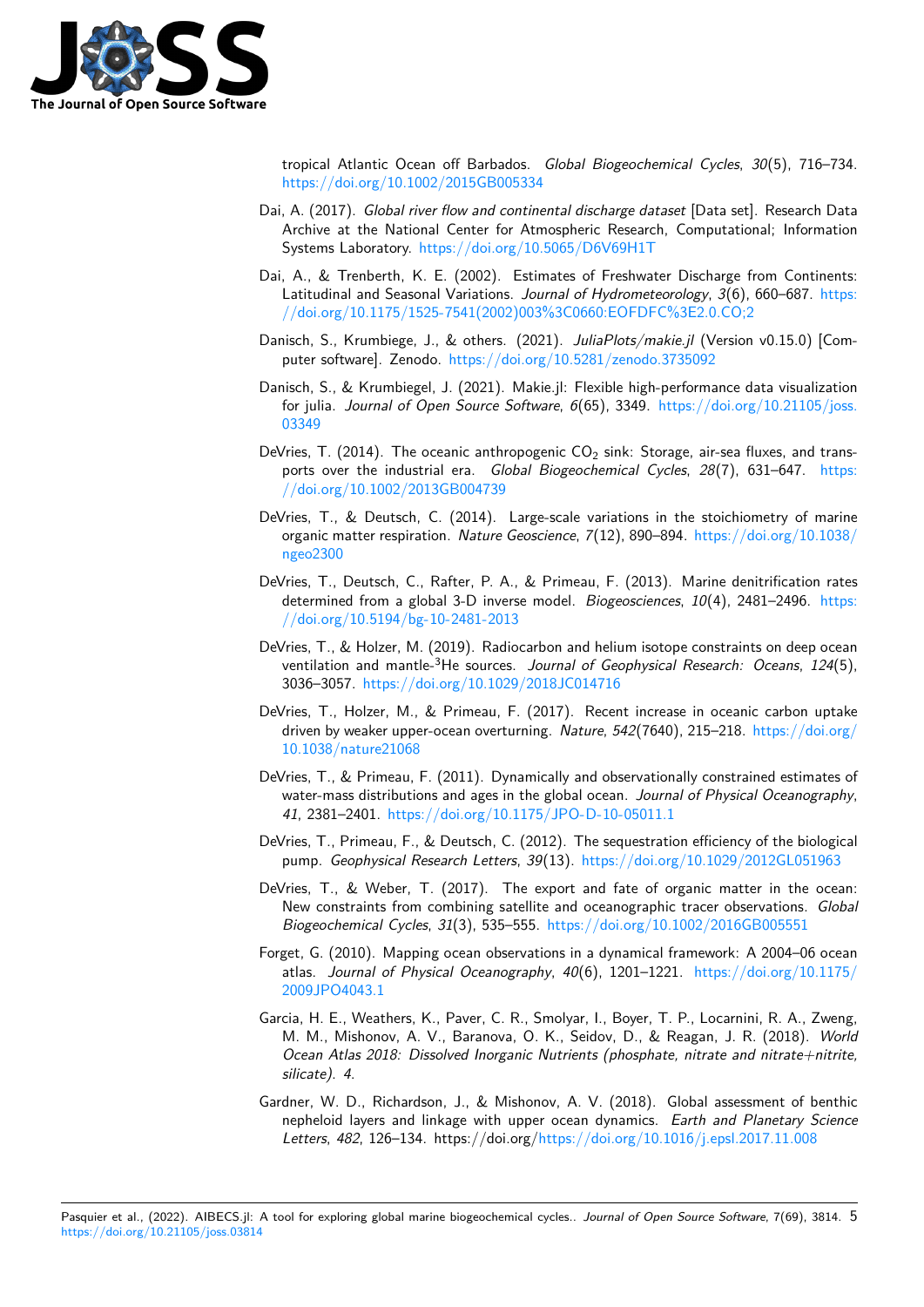tropical Atlantic Ocean off Barbados. *Global Biogeochemical Cycles*, *30*(5), 716–734. https://doi.org/10.1002/2015GB005334

Dai, A. (2017). *Global river flow and continental discharge dataset* [Data set]. Research Data Archive at the National Center for Atmospheric Research, Computational; Information Systems Laboratory. https://doi.org/10.5065/D6V69H1T

Dai, A., & Trenberth, K. E. (2002). Estimates of Freshwater Discharge from Continents: Latitudinal and Seasonal Variations. *Journal of Hydrometeorology*, *3*(6), 660–687. https://doi.org/10.1175/1525-7541(2002)003%3C0660:EOFDFC%3E2.0.CO;2

Danisch, S., Krumbiege, J., & others. (2021). *JuliaPlots/makie.jl* (Version v0.15.0) [Computer software]. Zenodo. https://doi.org/10.5281/zenodo.3735092

Danisch, S., & Krumbiegel, J. (2021). Makie.jl: Flexible high-performance data visualization for julia. *Journal of Open Source Software*, *6*(65), 3349. https://doi.org/10.21105/joss.03349

DeVries, T. (2014). The oceanic anthropogenic $CO_2$ sink: Storage, air-sea fluxes, and transports over the industrial era. *Global Biogeochemical Cycles*, *28*(7), 631–647. https://doi.org/10.1002/2013GB004739

DeVries, T., & Deutsch, C. (2014). Large-scale variations in the stoichiometry of marine organic matter respiration. *Nature Geoscience*, *7*(12), 890–894. https://doi.org/10.1038/ngeo2300

DeVries, T., Deutsch, C., Rafter, P. A., & Primeau, F. (2013). Marine denitrification rates determined from a global 3-D inverse model. *Biogeosciences*, *10*(4), 2481–2496. https://doi.org/10.5194/bg-10-2481-2013

DeVries, T., & Holzer, M. (2019). Radiocarbon and helium isotope constraints on deep ocean ventilation and mantle-$^3$He sources. *Journal of Geophysical Research: Oceans*, *124*(5), 3036–3057. https://doi.org/10.1029/2018JC014716

DeVries, T., Holzer, M., & Primeau, F. (2017). Recent increase in oceanic carbon uptake driven by weaker upper-ocean overturning. *Nature*, *542*(7640), 215–218. https://doi.org/10.1038/nature21068

DeVries, T., & Primeau, F. (2011). Dynamically and observationally constrained estimates of water-mass distributions and ages in the global ocean. *Journal of Physical Oceanography*, *41*, 2381–2401. https://doi.org/10.1175/JPO-D-10-05011.1

DeVries, T., Primeau, F., & Deutsch, C. (2012). The sequestration efficiency of the biological pump. *Geophysical Research Letters*, *39*(13). https://doi.org/10.1029/2012GL051963

DeVries, T., & Weber, T. (2017). The export and fate of organic matter in the ocean: New constraints from combining satellite and oceanographic tracer observations. *Global Biogeochemical Cycles*, *31*(3), 535–555. https://doi.org/10.1002/2016GB005551

Forget, G. (2010). Mapping ocean observations in a dynamical framework: A 2004–06 ocean atlas. *Journal of Physical Oceanography*, *40*(6), 1201–1221. https://doi.org/10.1175/2009JPO4043.1

Garcia, H. E., Weathers, K., Paver, C. R., Smolyar, I., Boyer, T. P., Locarnini, R. A., Zweng, M. M., Mishonov, A. V., Baranova, O. K., Seidov, D., & Reagan, J. R. (2018). *World Ocean Atlas 2018: Dissolved Inorganic Nutrients (phosphate, nitrate and nitrate+nitrite, silicate). 4*.

Gardner, W. D., Richardson, J., & Mishonov, A. V. (2018). Global assessment of benthic nepheloid layers and linkage with upper ocean dynamics. *Earth and Planetary Science Letters*, *482*, 126–134. https://doi.org/https://doi.org/10.1016/j.epsl.2017.11.008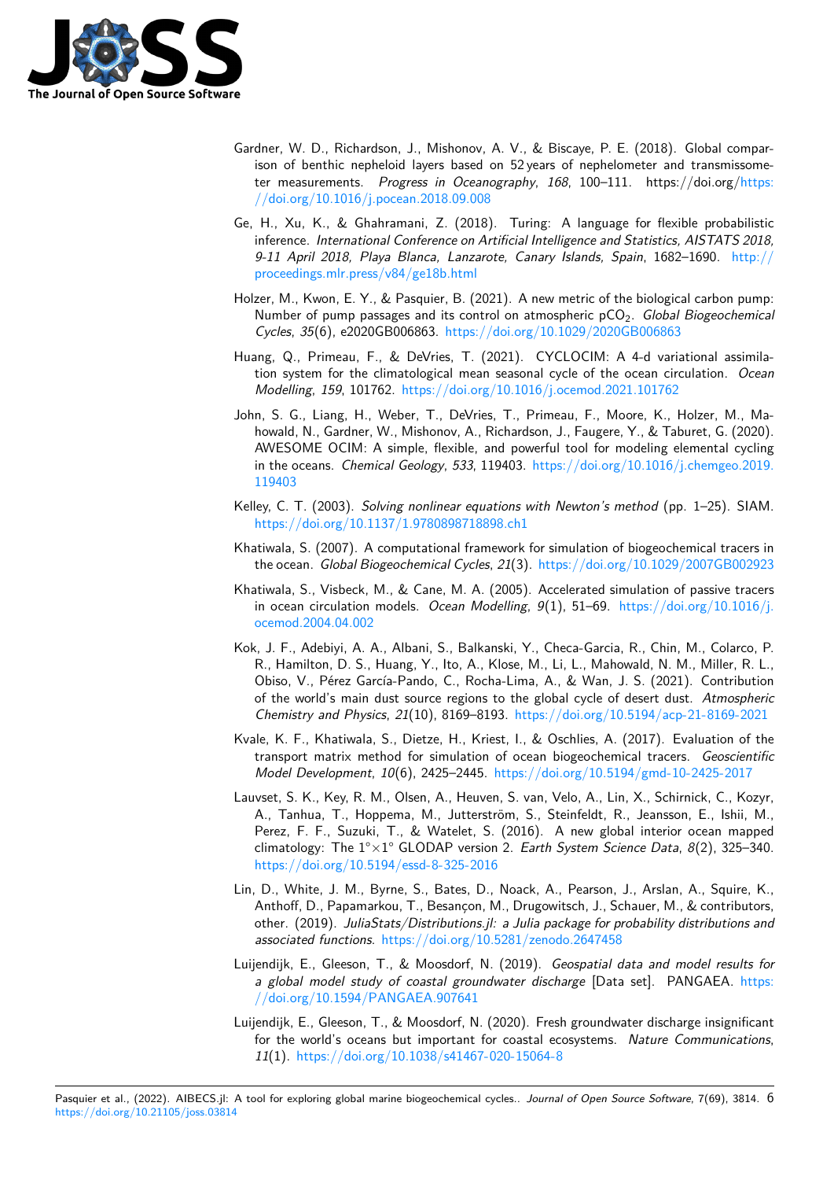Gardner, W. D., Richardson, J., Mishonov, A. V., & Biscaye, P. E. (2018). Global comparison of benthic nepheloid layers based on 52 years of nephelometer and transmissometer measurements. *Progress in Oceanography*, *168*, 100–111. https://doi.org/https://doi.org/10.1016/j.pocean.2018.09.008

Ge, H., Xu, K., & Ghahramani, Z. (2018). Turing: A language for flexible probabilistic inference. *International Conference on Artificial Intelligence and Statistics, AISTATS 2018, 9-11 April 2018, Playa Blanca, Lanzarote, Canary Islands, Spain*, 1682–1690. http://proceedings.mlr.press/v84/ge18b.html

Holzer, M., Kwon, E. Y., & Pasquier, B. (2021). A new metric of the biological carbon pump: Number of pump passages and its control on atmospheric $pCO_2$. *Global Biogeochemical Cycles*, *35*(6), e2020GB006863. https://doi.org/10.1029/2020GB006863

Huang, Q., Primeau, F., & DeVries, T. (2021). CYCLOCIM: A 4-d variational assimilation system for the climatological mean seasonal cycle of the ocean circulation. *Ocean Modelling*, *159*, 101762. https://doi.org/10.1016/j.ocemod.2021.101762

John, S. G., Liang, H., Weber, T., DeVries, T., Primeau, F., Moore, K., Holzer, M., Mahowald, N., Gardner, W., Mishonov, A., Richardson, J., Faugere, Y., & Taburet, G. (2020). AWESOME OCIM: A simple, flexible, and powerful tool for modeling elemental cycling in the oceans. *Chemical Geology*, *533*, 119403. https://doi.org/10.1016/j.chemgeo.2019.119403

Kelley, C. T. (2003). *Solving nonlinear equations with Newton's method* (pp. 1–25). SIAM. https://doi.org/10.1137/1.9780898718898.ch1

Khatiwala, S. (2007). A computational framework for simulation of biogeochemical tracers in the ocean. *Global Biogeochemical Cycles*, *21*(3). https://doi.org/10.1029/2007GB002923

Khatiwala, S., Visbeck, M., & Cane, M. A. (2005). Accelerated simulation of passive tracers in ocean circulation models. *Ocean Modelling*, *9*(1), 51–69. https://doi.org/10.1016/j.ocemod.2004.04.002

Kok, J. F., Adebiyi, A. A., Albani, S., Balkanski, Y., Checa-Garcia, R., Chin, M., Colarco, P. R., Hamilton, D. S., Huang, Y., Ito, A., Klose, M., Li, L., Mahowald, N. M., Miller, R. L., Obiso, V., Pérez García-Pando, C., Rocha-Lima, A., & Wan, J. S. (2021). Contribution of the world's main dust source regions to the global cycle of desert dust. *Atmospheric Chemistry and Physics*, *21*(10), 8169–8193. https://doi.org/10.5194/acp-21-8169-2021

Kvale, K. F., Khatiwala, S., Dietze, H., Kriest, I., & Oschlies, A. (2017). Evaluation of the transport matrix method for simulation of ocean biogeochemical tracers. *Geoscientific Model Development*, *10*(6), 2425–2445. https://doi.org/10.5194/gmd-10-2425-2017

Lauvset, S. K., Key, R. M., Olsen, A., Heuven, S. van, Velo, A., Lin, X., Schirnick, C., Kozyr, A., Tanhua, T., Hoppema, M., Jutterström, S., Steinfeldt, R., Jeansson, E., Ishii, M., Perez, F. F., Suzuki, T., & Watelet, S. (2016). A new global interior ocean mapped climatology: The $1° \times 1°$ GLODAP version 2. *Earth System Science Data*, *8*(2), 325–340. https://doi.org/10.5194/essd-8-325-2016

Lin, D., White, J. M., Byrne, S., Bates, D., Noack, A., Pearson, J., Arslan, A., Squire, K., Anthoff, D., Papamarkou, T., Besançon, M., Drugowitsch, J., Schauer, M., & contributors, other. (2019). *JuliaStats/Distributions.jl: a Julia package for probability distributions and associated functions*. https://doi.org/10.5281/zenodo.2647458

Luijendijk, E., Gleeson, T., & Moosdorf, N. (2019). *Geospatial data and model results for a global model study of coastal groundwater discharge* [Data set]. PANGAEA. https://doi.org/10.1594/PANGAEA.907641

Luijendijk, E., Gleeson, T., & Moosdorf, N. (2020). Fresh groundwater discharge insignificant for the world's oceans but important for coastal ecosystems. *Nature Communications*, *11*(1). https://doi.org/10.1038/s41467-020-15064-8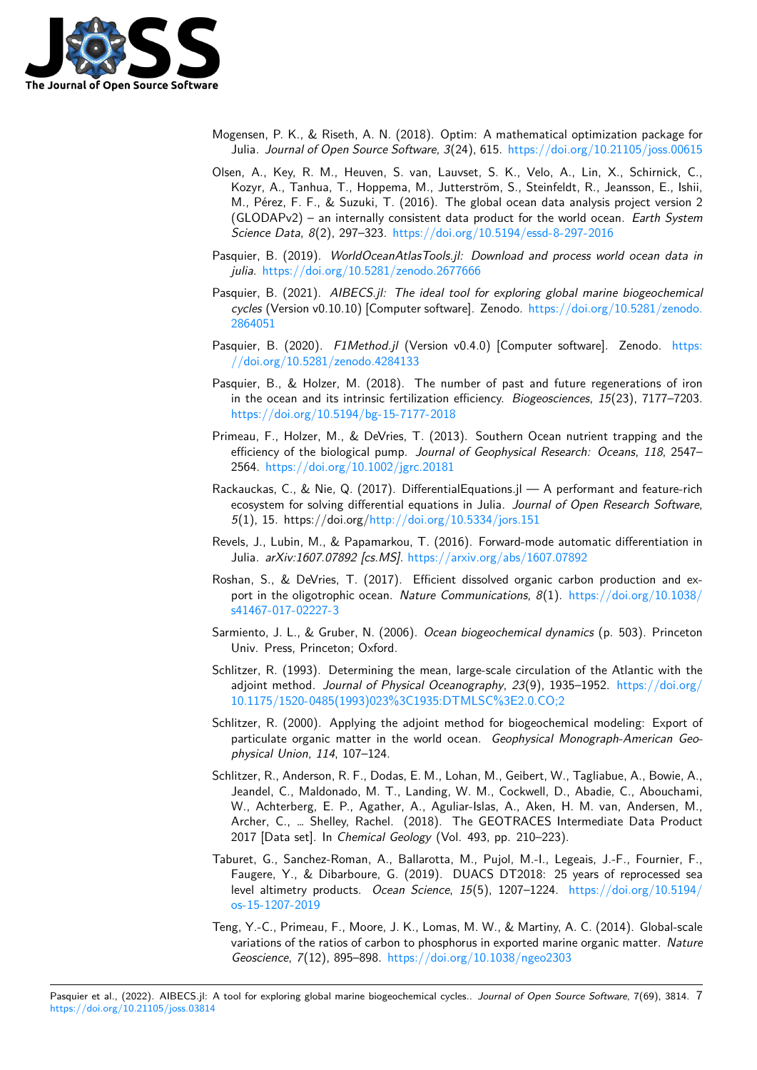Mogensen, P. K., & Riseth, A. N. (2018). Optim: A mathematical optimization package for Julia. *Journal of Open Source Software*, *3*(24), 615. https://doi.org/10.21105/joss.00615

Olsen, A., Key, R. M., Heuven, S. van, Lauvset, S. K., Velo, A., Lin, X., Schirnick, C., Kozyr, A., Tanhua, T., Hoppema, M., Jutterström, S., Steinfeldt, R., Jeansson, E., Ishii, M., Pérez, F. F., & Suzuki, T. (2016). The global ocean data analysis project version 2 (GLODAPv2) – an internally consistent data product for the world ocean. *Earth System Science Data*, *8*(2), 297–323. https://doi.org/10.5194/essd-8-297-2016

Pasquier, B. (2019). *WorldOceanAtlasTools.jl: Download and process world ocean data in julia*. https://doi.org/10.5281/zenodo.2677666

Pasquier, B. (2021). *AIBECS.jl: The ideal tool for exploring global marine biogeochemical cycles* (Version v0.10.10) [Computer software]. Zenodo. https://doi.org/10.5281/zenodo.2864051

Pasquier, B. (2020). *F1Method.jl* (Version v0.4.0) [Computer software]. Zenodo. https://doi.org/10.5281/zenodo.4284133

Pasquier, B., & Holzer, M. (2018). The number of past and future regenerations of iron in the ocean and its intrinsic fertilization efficiency. *Biogeosciences*, *15*(23), 7177–7203. https://doi.org/10.5194/bg-15-7177-2018

Primeau, F., Holzer, M., & DeVries, T. (2013). Southern Ocean nutrient trapping and the efficiency of the biological pump. *Journal of Geophysical Research: Oceans*, *118*, 2547–2564. https://doi.org/10.1002/jgrc.20181

Rackauckas, C., & Nie, Q. (2017). DifferentialEquations.jl — A performant and feature-rich ecosystem for solving differential equations in Julia. *Journal of Open Research Software*, *5*(1), 15. https://doi.org/http://doi.org/10.5334/jors.151

Revels, J., Lubin, M., & Papamarkou, T. (2016). Forward-mode automatic differentiation in Julia. *arXiv:1607.07892 [cs.MS]*. https://arxiv.org/abs/1607.07892

Roshan, S., & DeVries, T. (2017). Efficient dissolved organic carbon production and export in the oligotrophic ocean. *Nature Communications*, *8*(1). https://doi.org/10.1038/s41467-017-02227-3

Sarmiento, J. L., & Gruber, N. (2006). *Ocean biogeochemical dynamics* (p. 503). Princeton Univ. Press, Princeton; Oxford.

Schlitzer, R. (1993). Determining the mean, large-scale circulation of the Atlantic with the adjoint method. *Journal of Physical Oceanography*, *23*(9), 1935–1952. https://doi.org/10.1175/1520-0485(1993)023%3C1935:DTMLSC%3E2.0.CO;2

Schlitzer, R. (2000). Applying the adjoint method for biogeochemical modeling: Export of particulate organic matter in the world ocean. *Geophysical Monograph-American Geophysical Union*, *114*, 107–124.

Schlitzer, R., Anderson, R. F., Dodas, E. M., Lohan, M., Geibert, W., Tagliabue, A., Bowie, A., Jeandel, C., Maldonado, M. T., Landing, W. M., Cockwell, D., Abadie, C., Abouchami, W., Achterberg, E. P., Agather, A., Aguliar-Islas, A., Aken, H. M. van, Andersen, M., Archer, C., … Shelley, Rachel. (2018). The GEOTRACES Intermediate Data Product 2017 [Data set]. In *Chemical Geology* (Vol. 493, pp. 210–223).

Taburet, G., Sanchez-Roman, A., Ballarotta, M., Pujol, M.-I., Legeais, J.-F., Fournier, F., Faugere, Y., & Dibarboure, G. (2019). DUACS DT2018: 25 years of reprocessed sea level altimetry products. *Ocean Science*, *15*(5), 1207–1224. https://doi.org/10.5194/os-15-1207-2019

Teng, Y.-C., Primeau, F., Moore, J. K., Lomas, M. W., & Martiny, A. C. (2014). Global-scale variations of the ratios of carbon to phosphorus in exported marine organic matter. *Nature Geoscience*, *7*(12), 895–898. https://doi.org/10.1038/ngeo2303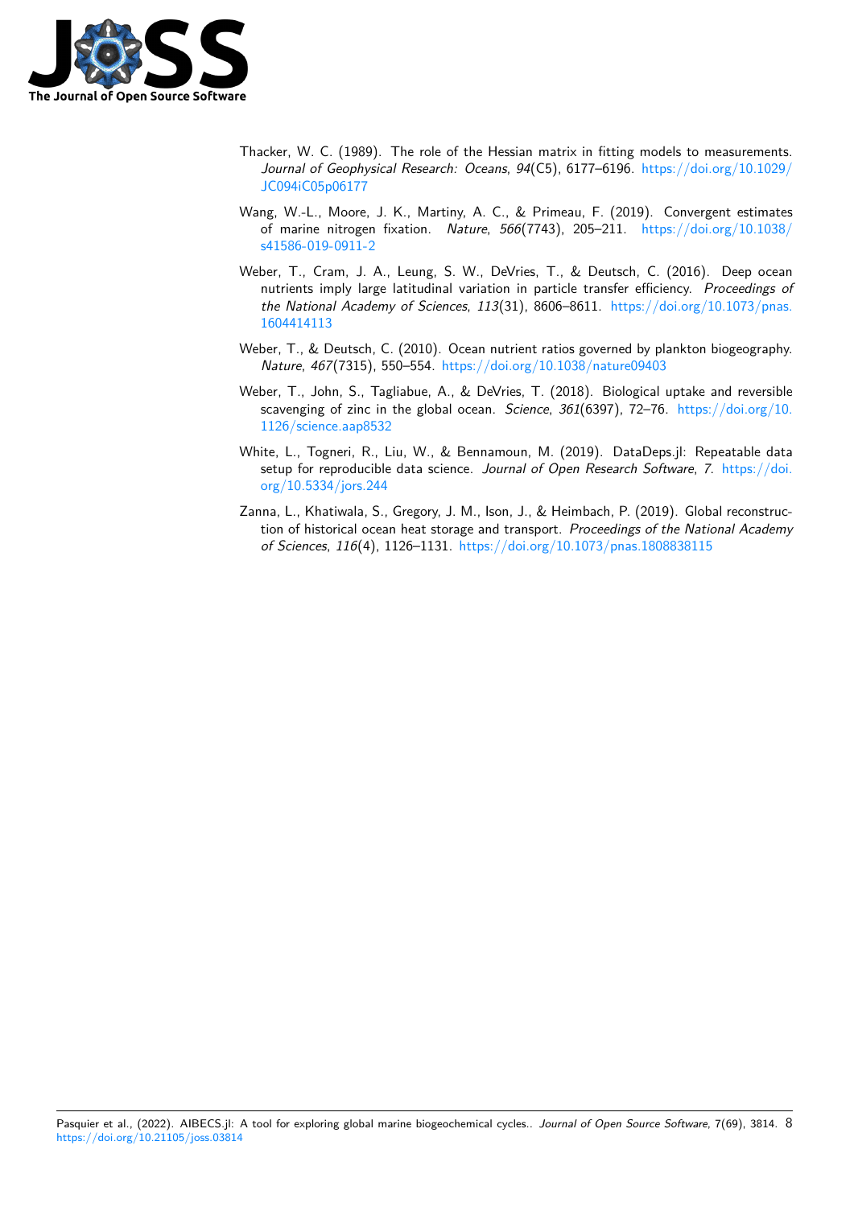Thacker, W. C. (1989). The role of the Hessian matrix in fitting models to measurements. *Journal of Geophysical Research: Oceans*, *94*(C5), 6177–6196. https://doi.org/10.1029/JC094iC05p06177

Wang, W.-L., Moore, J. K., Martiny, A. C., & Primeau, F. (2019). Convergent estimates of marine nitrogen fixation. *Nature*, *566*(7743), 205–211. https://doi.org/10.1038/s41586-019-0911-2

Weber, T., Cram, J. A., Leung, S. W., DeVries, T., & Deutsch, C. (2016). Deep ocean nutrients imply large latitudinal variation in particle transfer efficiency. *Proceedings of the National Academy of Sciences*, *113*(31), 8606–8611. https://doi.org/10.1073/pnas.1604414113

Weber, T., & Deutsch, C. (2010). Ocean nutrient ratios governed by plankton biogeography. *Nature*, *467*(7315), 550–554. https://doi.org/10.1038/nature09403

Weber, T., John, S., Tagliabue, A., & DeVries, T. (2018). Biological uptake and reversible scavenging of zinc in the global ocean. *Science*, *361*(6397), 72–76. https://doi.org/10.1126/science.aap8532

White, L., Togneri, R., Liu, W., & Bennamoun, M. (2019). DataDeps.jl: Repeatable data setup for reproducible data science. *Journal of Open Research Software*, *7*. https://doi.org/10.5334/jors.244

Zanna, L., Khatiwala, S., Gregory, J. M., Ison, J., & Heimbach, P. (2019). Global reconstruction of historical ocean heat storage and transport. *Proceedings of the National Academy of Sciences*, *116*(4), 1126–1131. https://doi.org/10.1073/pnas.1808838115